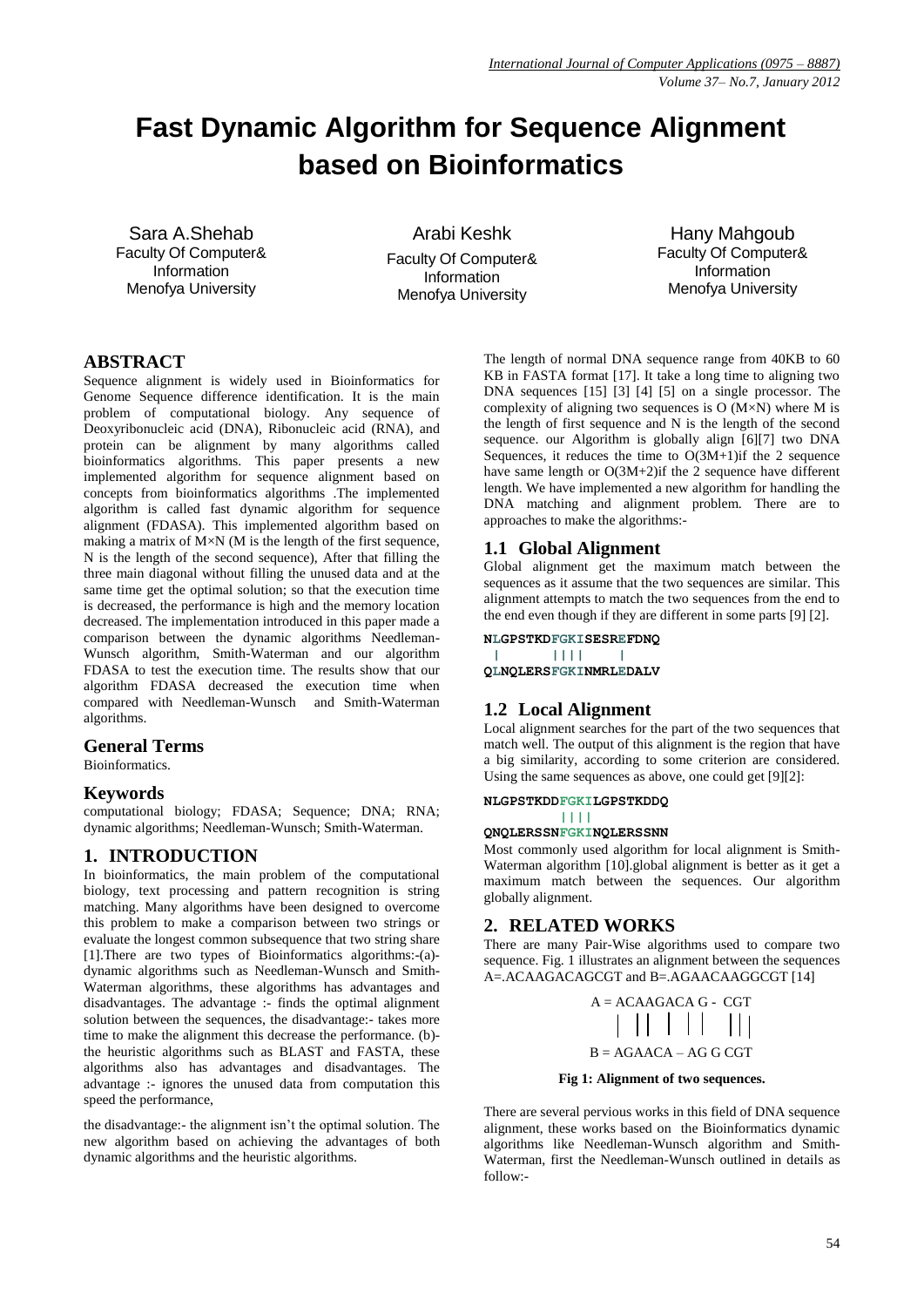# Fast Dynamic Algorithm for Sequence Alignment based on Bioinformatics

Sara A.Shehab
Faculty Of Computer& Information
Menofya University

Arabi Keshk
Faculty Of Computer& Information
Menofya University

Hany Mahgoub
Faculty Of Computer& Information
Menofya University

## ABSTRACT

Sequence alignment is widely used in Bioinformatics for Genome Sequence difference identification. It is the main problem of computational biology. Any sequence of Deoxyribonucleic acid (DNA), Ribonucleic acid (RNA), and protein can be alignment by many algorithms called bioinformatics algorithms. This paper presents a new implemented algorithm for sequence alignment based on concepts from bioinformatics algorithms .The implemented algorithm is called fast dynamic algorithm for sequence alignment (FDASA). This implemented algorithm based on making a matrix of M×N (M is the length of the first sequence, N is the length of the second sequence), After that filling the three main diagonal without filling the unused data and at the same time get the optimal solution; so that the execution time is decreased, the performance is high and the memory location decreased. The implementation introduced in this paper made a comparison between the dynamic algorithms Needleman-Wunsch algorithm, Smith-Waterman and our algorithm FDASA to test the execution time. The results show that our algorithm FDASA decreased the execution time when compared with Needleman-Wunsch and Smith-Waterman algorithms.

## General Terms

Bioinformatics.

## Keywords

computational biology; FDASA; Sequence; DNA; RNA; dynamic algorithms; Needleman-Wunsch; Smith-Waterman.

## 1. INTRODUCTION

In bioinformatics, the main problem of the computational biology, text processing and pattern recognition is string matching. Many algorithms have been designed to overcome this problem to make a comparison between two strings or evaluate the longest common subsequence that two string share [1].There are two types of Bioinformatics algorithms:-(a)-dynamic algorithms such as Needleman-Wunsch and Smith-Waterman algorithms, these algorithms has advantages and disadvantages. The advantage :- finds the optimal alignment solution between the sequences, the disadvantage:- takes more time to make the alignment this decrease the performance. (b)-the heuristic algorithms such as BLAST and FASTA, these algorithms also has advantages and disadvantages. The advantage :- ignores the unused data from computation this speed the performance,

the disadvantage:- the alignment isn't the optimal solution. The new algorithm based on achieving the advantages of both dynamic algorithms and the heuristic algorithms.

The length of normal DNA sequence range from 40KB to 60 KB in FASTA format [17]. It take a long time to aligning two DNA sequences [15] [3] [4] [5] on a single processor. The complexity of aligning two sequences is O (M×N) where M is the length of first sequence and N is the length of the second sequence. our Algorithm is globally align [6][7] two DNA Sequences, it reduces the time to O(3M+1)if the 2 sequence have same length or O(3M+2)if the 2 sequence have different length. We have implemented a new algorithm for handling the DNA matching and alignment problem. There are to approaches to make the algorithms:-

### 1.1 Global Alignment

Global alignment get the maximum match between the sequences as it assume that the two sequences are similar. This alignment attempts to match the two sequences from the end to the end even though if they are different in some parts [9] [2].

```
NLGPSTKDFGKISESREFDNQ
 |       ||||     |
QLNQLERSFGKINMRLEDALV
```

### 1.2 Local Alignment

Local alignment searches for the part of the two sequences that match well. The output of this alignment is the region that have a big similarity, according to some criterion are considered. Using the same sequences as above, one could get [9][2]:

```
NLGPSTKDDFGKILGPSTKDDQ
         ||||
QNQLERSSNFGKINQLERSSNN
```

Most commonly used algorithm for local alignment is Smith-Waterman algorithm [10].global alignment is better as it get a maximum match between the sequences. Our algorithm globally alignment.

## 2. RELATED WORKS

There are many Pair-Wise algorithms used to compare two sequence. Fig. 1 illustrates an alignment between the sequences A=.ACAAGACAGCGT and B=.AGAACAAGGCGT [14]

```
A = ACAAGACA G -  CGT
    | || | ||   |||
B = AGAACA – AG G CGT
```

**Fig 1: Alignment of two sequences.**

There are several pervious works in this field of DNA sequence alignment, these works based on the Bioinformatics dynamic algorithms like Needleman-Wunsch algorithm and Smith-Waterman, first the Needleman-Wunsch outlined in details as follow:-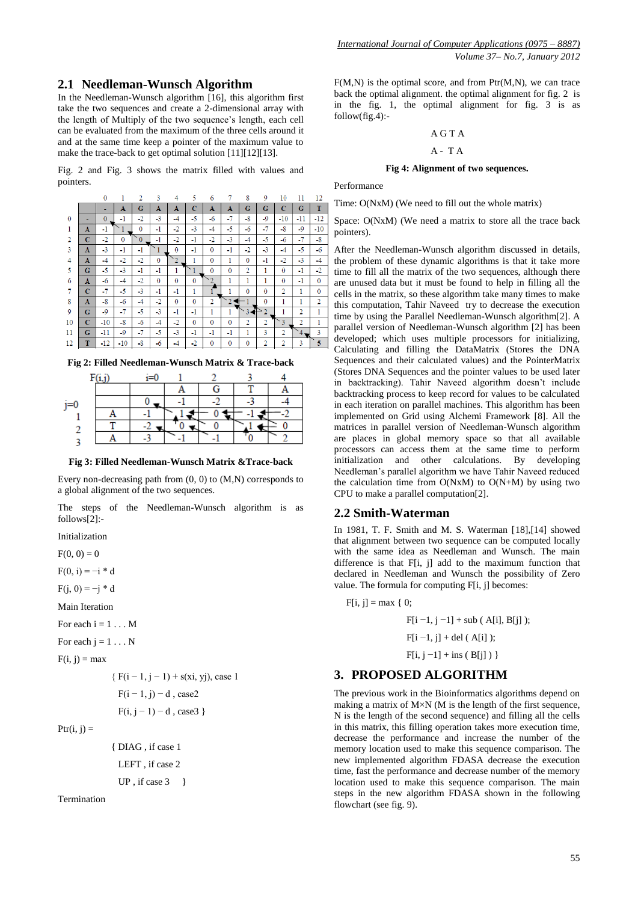## 2.1 Needleman-Wunsch Algorithm

In the Needleman-Wunsch algorithm [16], this algorithm first take the two sequences and create a 2-dimensional array with the length of Multiply of the two sequence's length, each cell can be evaluated from the maximum of the three cells around it and at the same time keep a pointer of the maximum value to make the trace-back to get optimal solution [11][12][13].

Fig. 2 and Fig. 3 shows the matrix filled with values and pointers.

| | 0 | 1 | 2 | 3 | 4 | 5 | 6 | 7 | 8 | 9 | 10 | 11 | 12 |
|---|---|---|---|---|---|---|---|---|---|---|---|---|---|
| | - | A | G | A | A | C | A | A | G | G | C | G | T |
| 0 - | 0 | -1 | -2 | -3 | -4 | -5 | -6 | -7 | -8 | -9 | -10 | -11 | -12 |
| 1 A | -1 | 1 | 0 | -1 | -2 | -3 | -4 | -5 | -6 | -7 | -8 | -9 | -10 |
| 2 C | -2 | 0 | 0 | -1 | -2 | -1 | -2 | -3 | -4 | -5 | -6 | -7 | -8 |
| 3 A | -3 | -1 | -1 | 1 | 0 | -1 | 0 | -1 | -2 | -3 | -4 | -5 | -6 |
| 4 A | -4 | -2 | -2 | 0 | 2 | 1 | 0 | 1 | 0 | -1 | -2 | -3 | -4 |
| 5 G | -5 | -3 | -1 | -1 | 1 | 1 | 0 | 0 | 2 | 1 | 0 | -1 | -2 |
| 6 A | -6 | -4 | -2 | 0 | 0 | 0 | 2 | 1 | 1 | 1 | 0 | -1 | 0 |
| 7 C | -7 | -5 | -3 | -1 | -1 | 1 | 1 | 1 | 0 | 0 | 2 | 1 | 0 |
| 8 A | -8 | -6 | -4 | -2 | 0 | 0 | 2 | 2 | 1 | 0 | 1 | 1 | 2 |
| 9 G | -9 | -7 | -5 | -3 | -1 | -1 | 1 | 1 | 3 | 2 | 1 | 2 | 1 |
| 10 C | -10 | -8 | -6 | -4 | -2 | 0 | 0 | 0 | 2 | 2 | 3 | 2 | 1 |
| 11 G | -11 | -9 | -7 | -5 | -3 | -1 | -1 | -1 | 1 | 3 | 2 | 4 | 3 |
| 12 T | -12 | -10 | -8 | -6 | -4 | -2 | 0 | 0 | 0 | 2 | 2 | 3 | 5 |

**Fig 2: Filled Needleman-Wunsch Matrix & Trace-back**

| F(i,j) | | i=0 | 1 | 2 | 3 | 4 |
|---|---|---|---|---|---|---|
| | | | A | G | T | A |
| j=0 | | 0 | -1 | -2 | -3 | -4 |
| 1 | A | -1 | 1 | 0 | -1 | -2 |
| 2 | T | -2 | 0 | 0 | 1 | 0 |
| 3 | A | -3 | -1 | -1 | 0 | 2 |

**Fig 3: Filled Needleman-Wunsch Matrix &Trace-back**

Every non-decreasing path from (0, 0) to (M,N) corresponds to a global alignment of the two sequences.

The steps of the Needleman-Wunsch algorithm is as follows[2]:-

Initialization

$F(0, 0) = 0$

$F(0, i) = -i * d$

$F(j, 0) = -j * d$

Main Iteration

For each $i = 1 \ldots M$

For each $j = 1 \ldots N$

$F(i, j) = \max$

$$\{ F(i-1, j-1) + s(x_i, y_j), \text{ case 1}$$
$$F(i-1, j) - d \text{ , case2}$$
$$F(i, j-1) - d \text{ , case3 } \}$$

$Ptr(i, j) =$

{ DIAG , if case 1

LEFT , if case 2

UP , if case 3 }

Termination

F(M,N) is the optimal score, and from Ptr(M,N), we can trace back the optimal alignment. the optimal alignment for fig. 2 is in the fig. 1, the optimal alignment for fig. 3 is as follow(fig.4):-

A G T A

A - T A

**Fig 4: Alignment of two sequences.**

Performance

Time: O(NxM) (We need to fill out the whole matrix)

Space: O(NxM) (We need a matrix to store all the trace back pointers).

After the Needleman-Wunsch algorithm discussed in details, the problem of these dynamic algorithms is that it take more time to fill all the matrix of the two sequences, although there are unused data but it must be found to help in filling all the cells in the matrix, so these algorithm take many times to make this computation, Tahir Naveed try to decrease the execution time by using the Parallel Needleman-Wunsch algorithm[2]. A parallel version of Needleman-Wunsch algorithm [2] has been developed; which uses multiple processors for initializing, Calculating and filling the DataMatrix (Stores the DNA Sequences and their calculated values) and the PointerMatrix (Stores DNA Sequences and the pointer values to be used later in backtracking). Tahir Naveed algorithm doesn't include backtracking process to keep record for values to be calculated in each iteration on parallel machines. This algorithm has been implemented on Grid using Alchemi Framework [8]. All the matrices in parallel version of Needleman-Wunsch algorithm are places in global memory space so that all available processors can access them at the same time to perform initialization and other calculations. By developing Needleman's parallel algorithm we have Tahir Naveed reduced the calculation time from O(NxM) to O(N+M) by using two CPU to make a parallel computation[2].

## 2.2 Smith-Waterman

In 1981, T. F. Smith and M. S. Waterman [18],[14] showed that alignment between two sequence can be computed locally with the same idea as Needleman and Wunsch. The main difference is that F[i, j] add to the maximum function that declared in Needleman and Wunsch the possibility of Zero value. The formula for computing F[i, j] becomes:

$$F[i, j] = \max \{ 0;$$
$$F[i-1, j-1] + sub ( A[i], B[j] );$$
$$F[i-1, j] + del ( A[i] );$$
$$F[i, j-1] + ins ( B[j] ) \}$$

# 3. PROPOSED ALGORITHM

The previous work in the Bioinformatics algorithms depend on making a matrix of M×N (M is the length of the first sequence, N is the length of the second sequence) and filling all the cells in this matrix, this filling operation takes more execution time, decrease the performance and increase the number of the memory location used to make this sequence comparison. The new implemented algorithm FDASA decrease the execution time, fast the performance and decrease number of the memory location used to make this sequence comparison. The main steps in the new algorithm FDASA shown in the following flowchart (see fig. 9).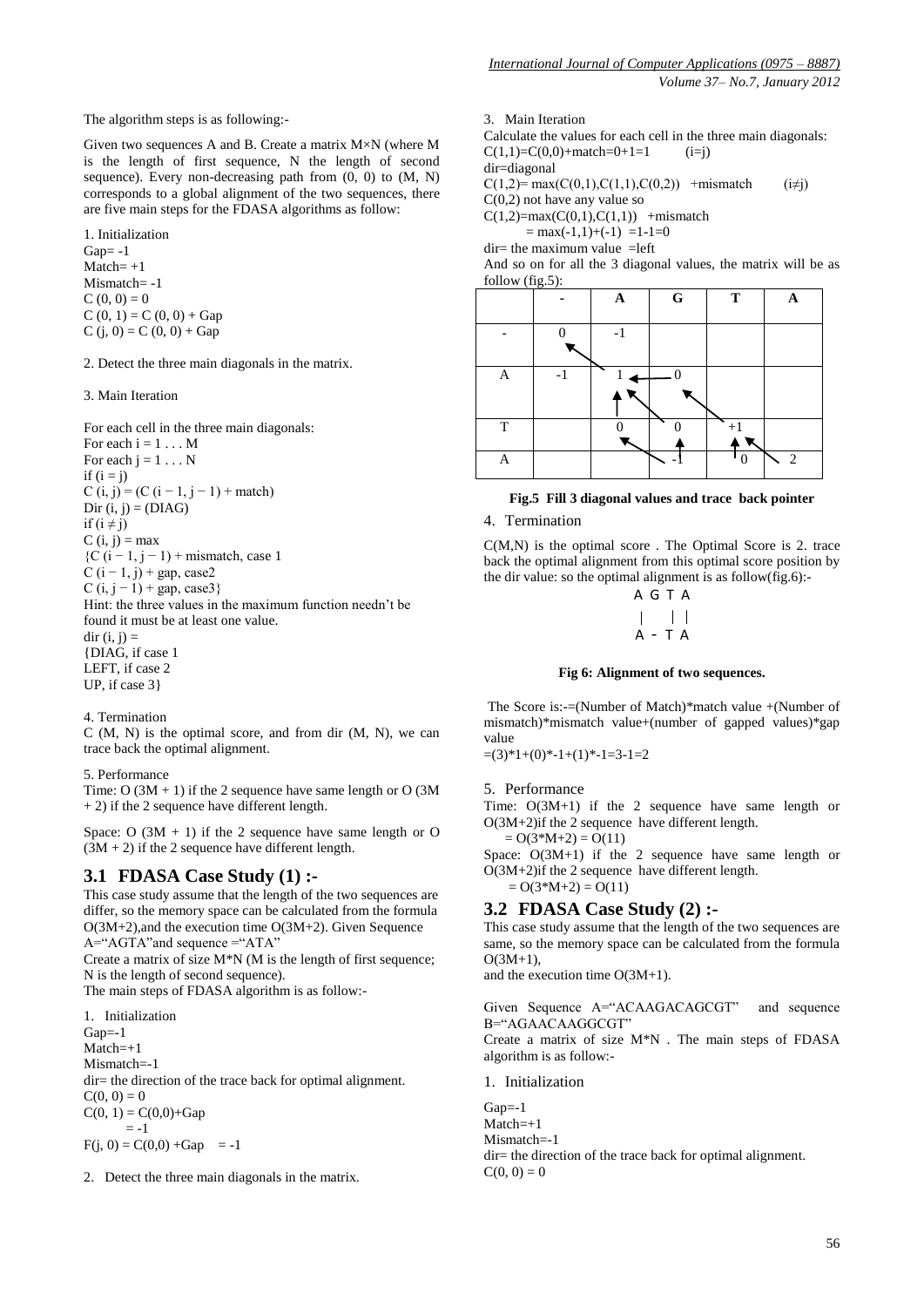The algorithm steps is as following:-

Given two sequences A and B. Create a matrix M×N (where M is the length of first sequence, N the length of second sequence). Every non-decreasing path from (0, 0) to (M, N) corresponds to a global alignment of the two sequences, there are five main steps for the FDASA algorithms as follow:

1. Initialization
Gap= -1
Match= +1
Mismatch= -1
C (0, 0) = 0
C (0, 1) = C (0, 0) + Gap
C (j, 0) = C (0, 0) + Gap

2. Detect the three main diagonals in the matrix.

3. Main Iteration

For each cell in the three main diagonals:
For each i = 1 . . . M
For each j = 1 . . . N
if (i = j)
C (i, j) = (C (i − 1, j − 1) + match)
Dir (i, j) = (DIAG)
if (i ≠ j)
C (i, j) = max
{C (i − 1, j − 1) + mismatch, case 1
C (i − 1, j) + gap, case2
C (i, j − 1) + gap, case3}
Hint: the three values in the maximum function needn't be found it must be at least one value.
dir (i, j) =
{DIAG, if case 1
LEFT, if case 2
UP, if case 3}

4. Termination
C (M, N) is the optimal score, and from dir (M, N), we can trace back the optimal alignment.

5. Performance
Time: O (3M + 1) if the 2 sequence have same length or O (3M + 2) if the 2 sequence have different length.

Space: O (3M + 1) if the 2 sequence have same length or O (3M + 2) if the 2 sequence have different length.

## 3.1 FDASA Case Study (1) :-

This case study assume that the length of the two sequences are differ, so the memory space can be calculated from the formula O(3M+2),and the execution time O(3M+2). Given Sequence A="AGTA"and sequence ="ATA"

Create a matrix of size M*N (M is the length of first sequence; N is the length of second sequence).
The main steps of FDASA algorithm is as follow:-

1. Initialization
Gap=-1
Match=+1
Mismatch=-1
dir= the direction of the trace back for optimal alignment.
C(0, 0) = 0
C(0, 1) = C(0,0)+Gap
= -1
F(j, 0) = C(0,0) +Gap = -1

2. Detect the three main diagonals in the matrix.

3. Main Iteration
Calculate the values for each cell in the three main diagonals:
C(1,1)=C(0,0)+match=0+1=1 (i=j)
dir=diagonal
C(1,2)= max(C(0,1),C(1,1),C(0,2)) +mismatch (i≠j)
C(0,2) not have any value so
C(1,2)=max(C(0,1),C(1,1)) +mismatch
= max(-1,1)+(-1) =1-1=0
dir= the maximum value =left
And so on for all the 3 diagonal values, the matrix will be as follow (fig.5):

| | - | A | G | T | A |
|---|---|---|---|---|---|
| - | 0 | -1 | | | |
| A | -1 | 1 | 0 | | |
| T | | 0 | 0 | +1 | |
| A | | | -1 | 0 | 2 |

**Fig.5 Fill 3 diagonal values and trace back pointer**

4. Termination

C(M,N) is the optimal score . The Optimal Score is 2. trace back the optimal alignment from this optimal score position by the dir value: so the optimal alignment is as follow(fig.6):-

```
A G T A
|     | |
A - T A
```

**Fig 6: Alignment of two sequences.**

The Score is:-=(Number of Match)*match value +(Number of mismatch)*mismatch value+(number of gapped values)*gap value
=(3)*1+(0)*-1+(1)*-1=3-1=2

5. Performance
Time: O(3M+1) if the 2 sequence have same length or O(3M+2)if the 2 sequence have different length.
= O(3*M+2) = O(11)
Space: O(3M+1) if the 2 sequence have same length or O(3M+2)if the 2 sequence have different length.
= O(3*M+2) = O(11)

## 3.2 FDASA Case Study (2) :-

This case study assume that the length of the two sequences are same, so the memory space can be calculated from the formula O(3M+1),
and the execution time O(3M+1).

Given Sequence A="ACAAGACAGCGT" and sequence B="AGAACAAGGCGT"
Create a matrix of size M*N . The main steps of FDASA algorithm is as follow:-

1. Initialization

Gap=-1
Match=+1
Mismatch=-1
dir= the direction of the trace back for optimal alignment.
C(0, 0) = 0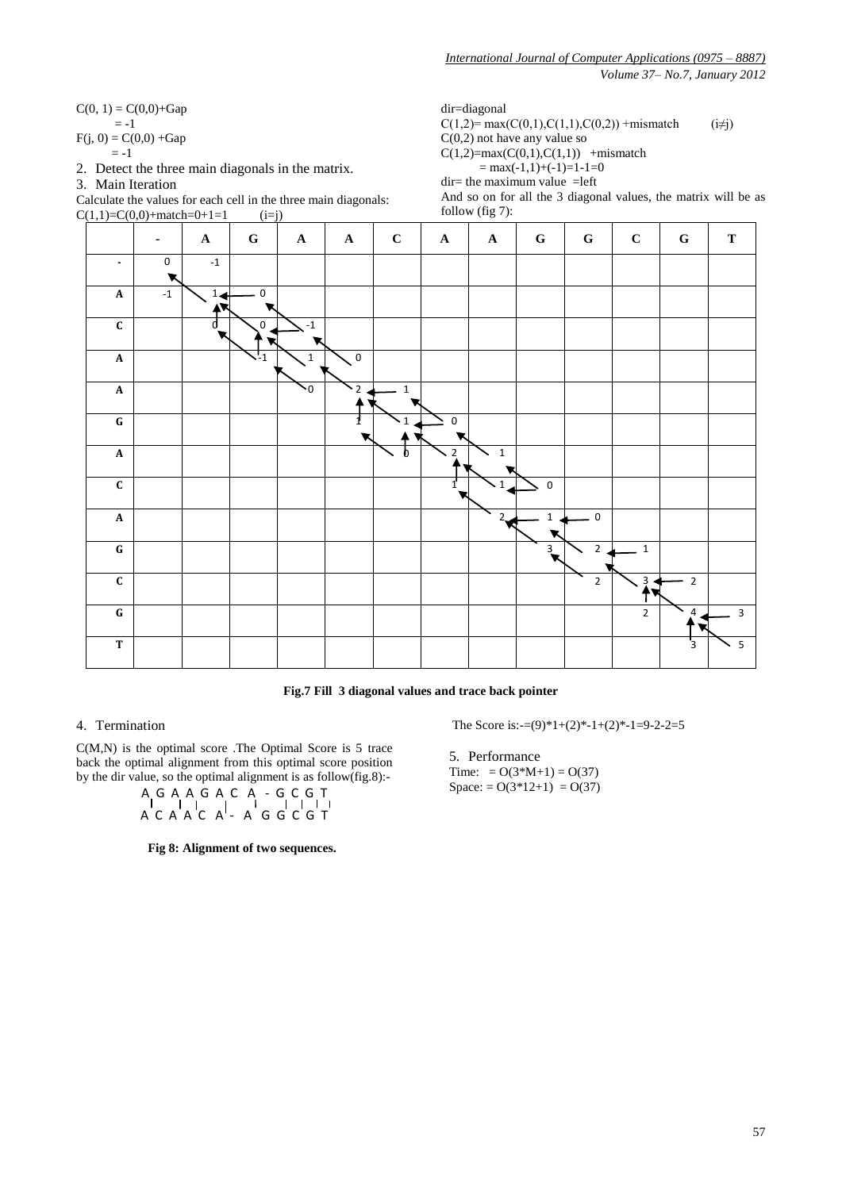$C(0, 1) = C(0,0)+Gap$
$= -1$
$F(j, 0) = C(0,0) +Gap$
$= -1$

2. Detect the three main diagonals in the matrix.
3. Main Iteration

Calculate the values for each cell in the three main diagonals:
$C(1,1)=C(0,0)+match=0+1=1$ $(i=j)$

dir=diagonal
$C(1,2)= \max(C(0,1),C(1,1),C(0,2)) +mismatch$ $(i\neq j)$
$C(0,2)$ not have any value so
$C(1,2)=\max(C(0,1),C(1,1))$ +mismatch
$= \max(-1,1)+(-1)=1-1=0$
dir= the maximum value =left

And so on for all the 3 diagonal values, the matrix will be as follow (fig 7):

|  | - | A | G | A | A | C | A | A | G | G | C | G | T |
|---|---|---|---|---|---|---|---|---|---|---|---|---|---|
| - | 0 | -1 |  |  |  |  |  |  |  |  |  |  |  |
| A | -1 | 1 | 0 |  |  |  |  |  |  |  |  |  |  |
| C |  | 0 | 0 | -1 |  |  |  |  |  |  |  |  |  |
| A |  |  | -1 | 1 | 0 |  |  |  |  |  |  |  |  |
| A |  |  |  | 0 | 2 | 1 |  |  |  |  |  |  |  |
| G |  |  |  |  | 1 | 1 | 0 |  |  |  |  |  |  |
| A |  |  |  |  |  | 0 | 2 | 1 |  |  |  |  |  |
| C |  |  |  |  |  |  | 1 | 1 | 0 |  |  |  |  |
| A |  |  |  |  |  |  |  | 2 | 1 | 0 |  |  |  |
| G |  |  |  |  |  |  |  |  | 3 | 2 | 1 |  |  |
| C |  |  |  |  |  |  |  |  |  | 2 | 3 | 2 |  |
| G |  |  |  |  |  |  |  |  |  |  | 2 | 4 | 3 |
| T |  |  |  |  |  |  |  |  |  |  |  | 3 | 5 |

**Fig.7 Fill 3 diagonal values and trace back pointer**

4. Termination

C(M,N) is the optimal score .The Optimal Score is 5 trace back the optimal alignment from this optimal score position by the dir value, so the optimal alignment is as follow(fig.8):-

```
A G A A G A C A - G C G T
A C A A C A - A G G C G T
```

**Fig 8: Alignment of two sequences.**

The Score is:-=(9)*1+(2)*-1+(2)*-1=9-2-2=5

5. Performance

Time: $= O(3*M+1) = O(37)$
Space: $= O(3*12+1) = O(37)$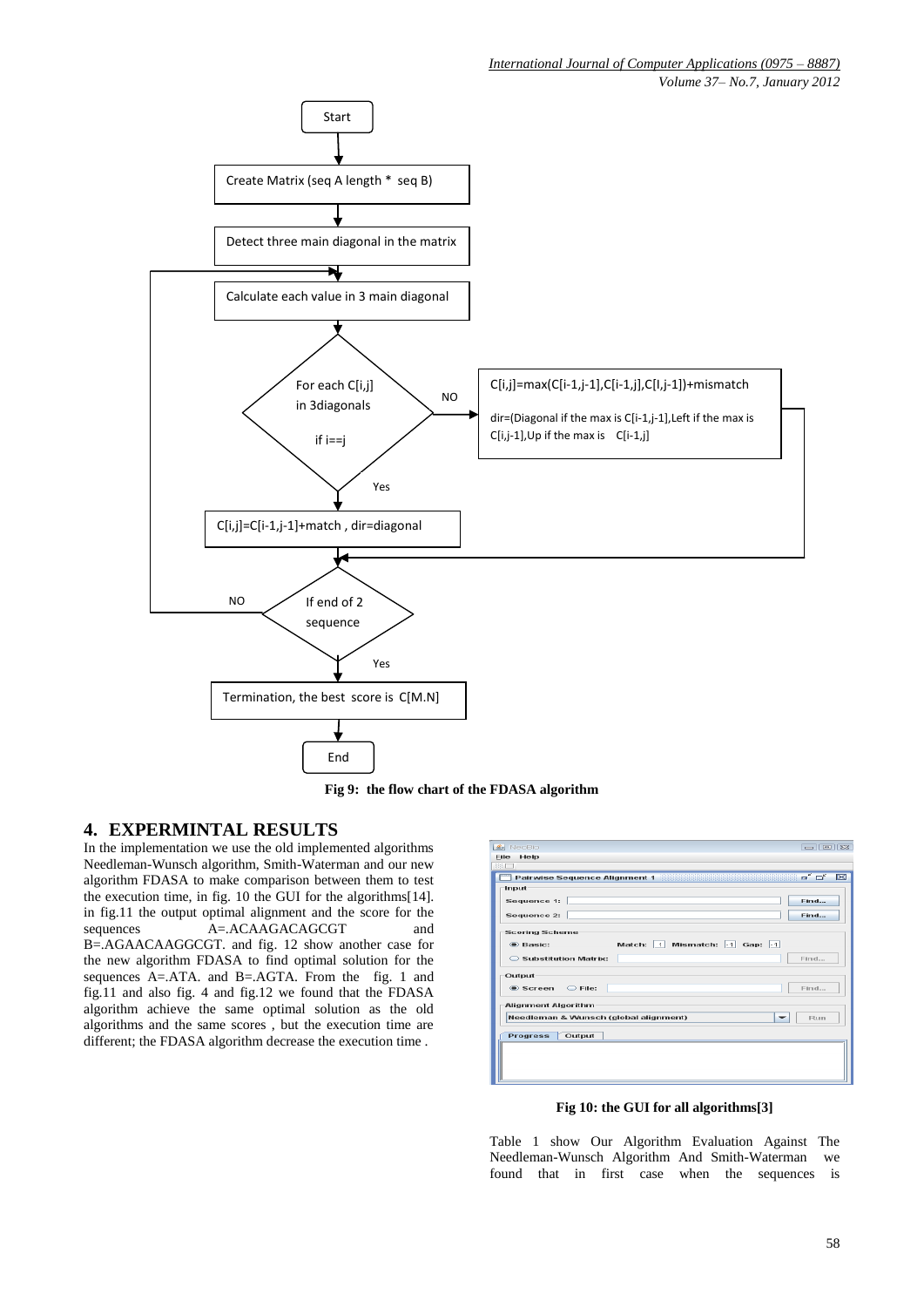Fig 9: the flow chart of the FDASA algorithm

## 4. EXPERMINTAL RESULTS

In the implementation we use the old implemented algorithms Needleman-Wunsch algorithm, Smith-Waterman and our new algorithm FDASA to make comparison between them to test the execution time, in fig. 10 the GUI for the algorithms[14]. in fig.11 the output optimal alignment and the score for the sequences A=.ACAAGACAGCGT and B=.AGAACAAGGCGT. and fig. 12 show another case for the new algorithm FDASA to find optimal solution for the sequences A=.ATA. and B=.AGTA. From the fig. 1 and fig.11 and also fig. 4 and fig.12 we found that the FDASA algorithm achieve the same optimal solution as the old algorithms and the same scores , but the execution time are different; the FDASA algorithm decrease the execution time .

Fig 10: the GUI for all algorithms[3]

Table 1 show Our Algorithm Evaluation Against The Needleman-Wunsch Algorithm And Smith-Waterman we found that in first case when the sequences is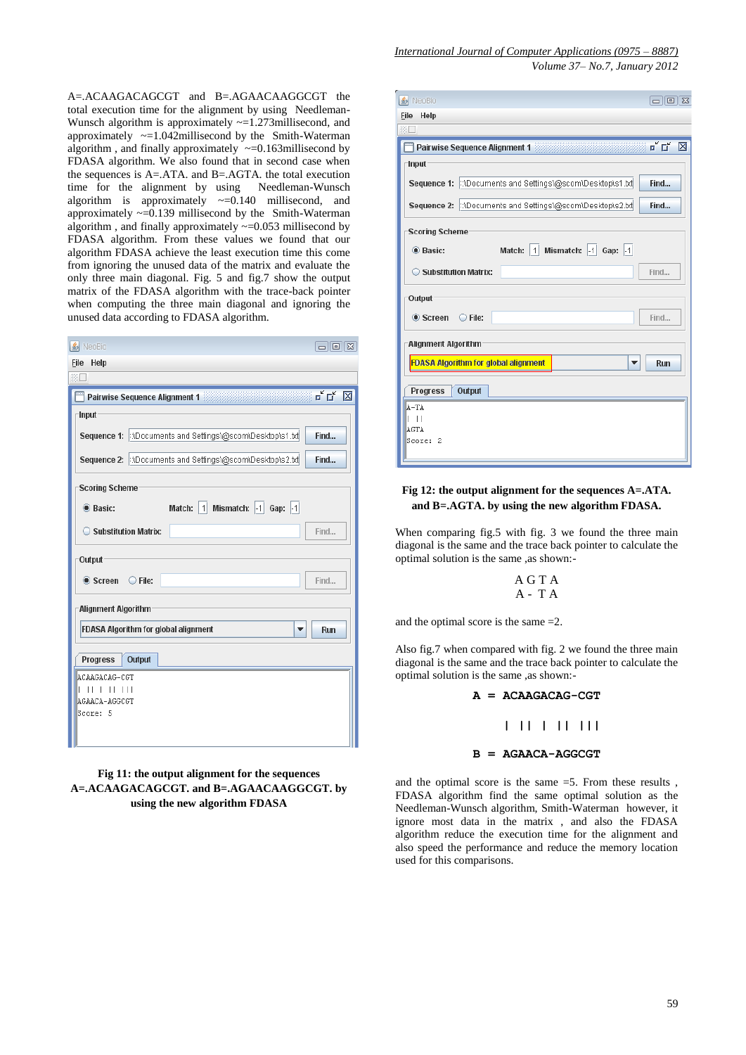A=.ACAAGACAGCGT and B=.AGAACAAGGCGT the total execution time for the alignment by using Needleman-Wunsch algorithm is approximately ~=1.273millisecond, and approximately ~=1.042millisecond by the Smith-Waterman algorithm , and finally approximately ~=0.163millisecond by FDASA algorithm. We also found that in second case when the sequences is A=.ATA. and B=.AGTA. the total execution time for the alignment by using Needleman-Wunsch algorithm is approximately ~=0.140 millisecond, and approximately ~=0.139 millisecond by the Smith-Waterman algorithm , and finally approximately ~=0.053 millisecond by FDASA algorithm. From these values we found that our algorithm FDASA achieve the least execution time this come from ignoring the unused data of the matrix and evaluate the only three main diagonal. Fig. 5 and fig.7 show the output matrix of the FDASA algorithm with the trace-back pointer when computing the three main diagonal and ignoring the unused data according to FDASA algorithm.

**Fig 11: the output alignment for the sequences A=.ACAAGACAGCGT. and B=.AGAACAAGGCGT. by using the new algorithm FDASA**

**Fig 12: the output alignment for the sequences A=.ATA. and B=.AGTA. by using the new algorithm FDASA.**

When comparing fig.5 with fig. 3 we found the three main diagonal is the same and the trace back pointer to calculate the optimal solution is the same ,as shown:-

```
A G T A
A - T A
```

and the optimal score is the same =2.

Also fig.7 when compared with fig. 2 we found the three main diagonal is the same and the trace back pointer to calculate the optimal solution is the same ,as shown:-

```
A  =  ACAAGACAG-CGT

      |  ||  |  ||  |||

B  =  AGAACA-AGGCGT
```

and the optimal score is the same =5. From these results , FDASA algorithm find the same optimal solution as the Needleman-Wunsch algorithm, Smith-Waterman however, it ignore most data in the matrix , and also the FDASA algorithm reduce the execution time for the alignment and also speed the performance and reduce the memory location used for this comparisons.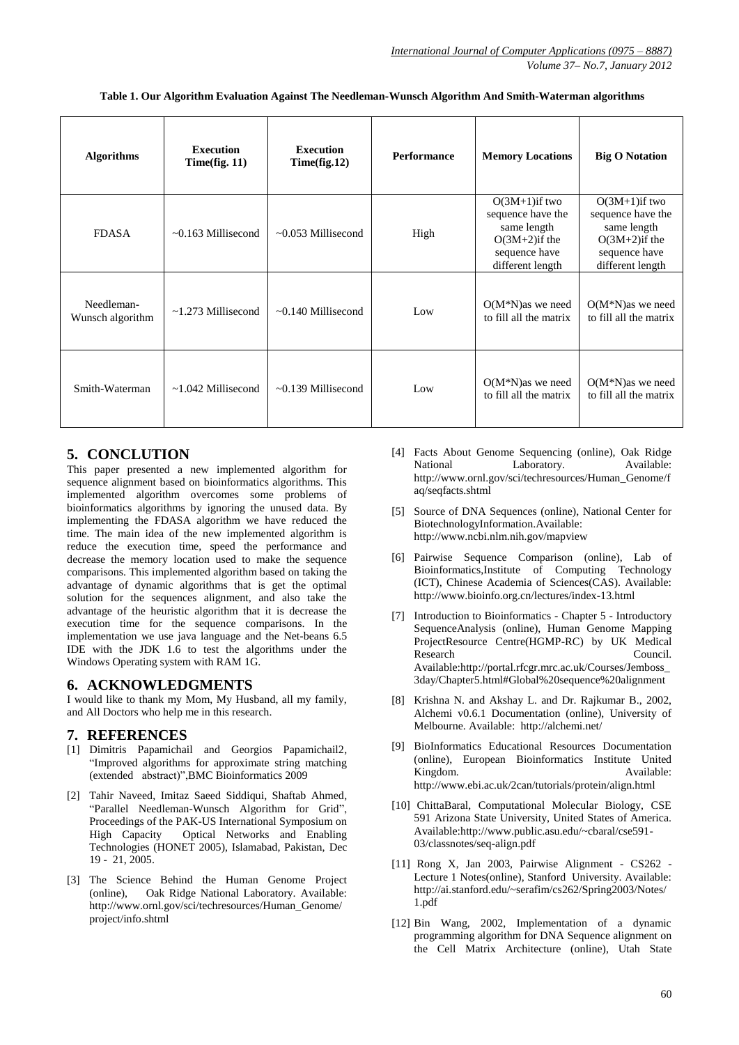**Table 1. Our Algorithm Evaluation Against The Needleman-Wunsch Algorithm And Smith-Waterman algorithms**

| Algorithms | Execution Time(fig. 11) | Execution Time(fig.12) | Performance | Memory Locations | Big O Notation |
|---|---|---|---|---|---|
| FDASA | ~0.163 Millisecond | ~0.053 Millisecond | High | O(3M+1)if two sequence have the same length O(3M+2)if the sequence have different length | O(3M+1)if two sequence have the same length O(3M+2)if the sequence have different length |
| Needleman-Wunsch algorithm | ~1.273 Millisecond | ~0.140 Millisecond | Low | O(M*N)as we need to fill all the matrix | O(M*N)as we need to fill all the matrix |
| Smith-Waterman | ~1.042 Millisecond | ~0.139 Millisecond | Low | O(M*N)as we need to fill all the matrix | O(M*N)as we need to fill all the matrix |

## 5. CONCLUTION

This paper presented a new implemented algorithm for sequence alignment based on bioinformatics algorithms. This implemented algorithm overcomes some problems of bioinformatics algorithms by ignoring the unused data. By implementing the FDASA algorithm we have reduced the time. The main idea of the new implemented algorithm is reduce the execution time, speed the performance and decrease the memory location used to make the sequence comparisons. This implemented algorithm based on taking the advantage of dynamic algorithms that is get the optimal solution for the sequences alignment, and also take the advantage of the heuristic algorithm that it is decrease the execution time for the sequence comparisons. In the implementation we use java language and the Net-beans 6.5 IDE with the JDK 1.6 to test the algorithms under the Windows Operating system with RAM 1G.

## 6. ACKNOWLEDGMENTS

I would like to thank my Mom, My Husband, all my family, and All Doctors who help me in this research.

## 7. REFERENCES

[1] Dimitris Papamichail and Georgios Papamichail2, "Improved algorithms for approximate string matching (extended abstract)",BMC Bioinformatics 2009

[2] Tahir Naveed, Imitaz Saeed Siddiqui, Shaftab Ahmed, "Parallel Needleman-Wunsch Algorithm for Grid", Proceedings of the PAK-US International Symposium on High Capacity Optical Networks and Enabling Technologies (HONET 2005), Islamabad, Pakistan, Dec 19 - 21, 2005.

[3] The Science Behind the Human Genome Project (online), Oak Ridge National Laboratory. Available: http://www.ornl.gov/sci/techresources/Human_Genome/project/info.shtml

[4] Facts About Genome Sequencing (online), Oak Ridge National Laboratory. Available: http://www.ornl.gov/sci/techresources/Human_Genome/faq/seqfacts.shtml

[5] Source of DNA Sequences (online), National Center for BiotechnologyInformation.Available: http://www.ncbi.nlm.nih.gov/mapview

[6] Pairwise Sequence Comparison (online), Lab of Bioinformatics,Institute of Computing Technology (ICT), Chinese Academia of Sciences(CAS). Available: http://www.bioinfo.org.cn/lectures/index-13.html

[7] Introduction to Bioinformatics - Chapter 5 - Introductory SequenceAnalysis (online), Human Genome Mapping ProjectResource Centre(HGMP-RC) by UK Medical Research Council. Available:http://portal.rfcgr.mrc.ac.uk/Courses/Jemboss_3day/Chapter5.html#Global%20sequence%20alignment

[8] Krishna N. and Akshay L. and Dr. Rajkumar B., 2002, Alchemi v0.6.1 Documentation (online), University of Melbourne. Available: http://alchemi.net/

[9] BioInformatics Educational Resources Documentation (online), European Bioinformatics Institute United Kingdom. Available: http://www.ebi.ac.uk/2can/tutorials/protein/align.html

[10] ChittaBaral, Computational Molecular Biology, CSE 591 Arizona State University, United States of America. Available:http://www.public.asu.edu/~cbaral/cse591-03/classnotes/seq-align.pdf

[11] Rong X, Jan 2003, Pairwise Alignment - CS262 - Lecture 1 Notes(online), Stanford University. Available: http://ai.stanford.edu/~serafim/cs262/Spring2003/Notes/1.pdf

[12] Bin Wang, 2002, Implementation of a dynamic programming algorithm for DNA Sequence alignment on the Cell Matrix Architecture (online), Utah State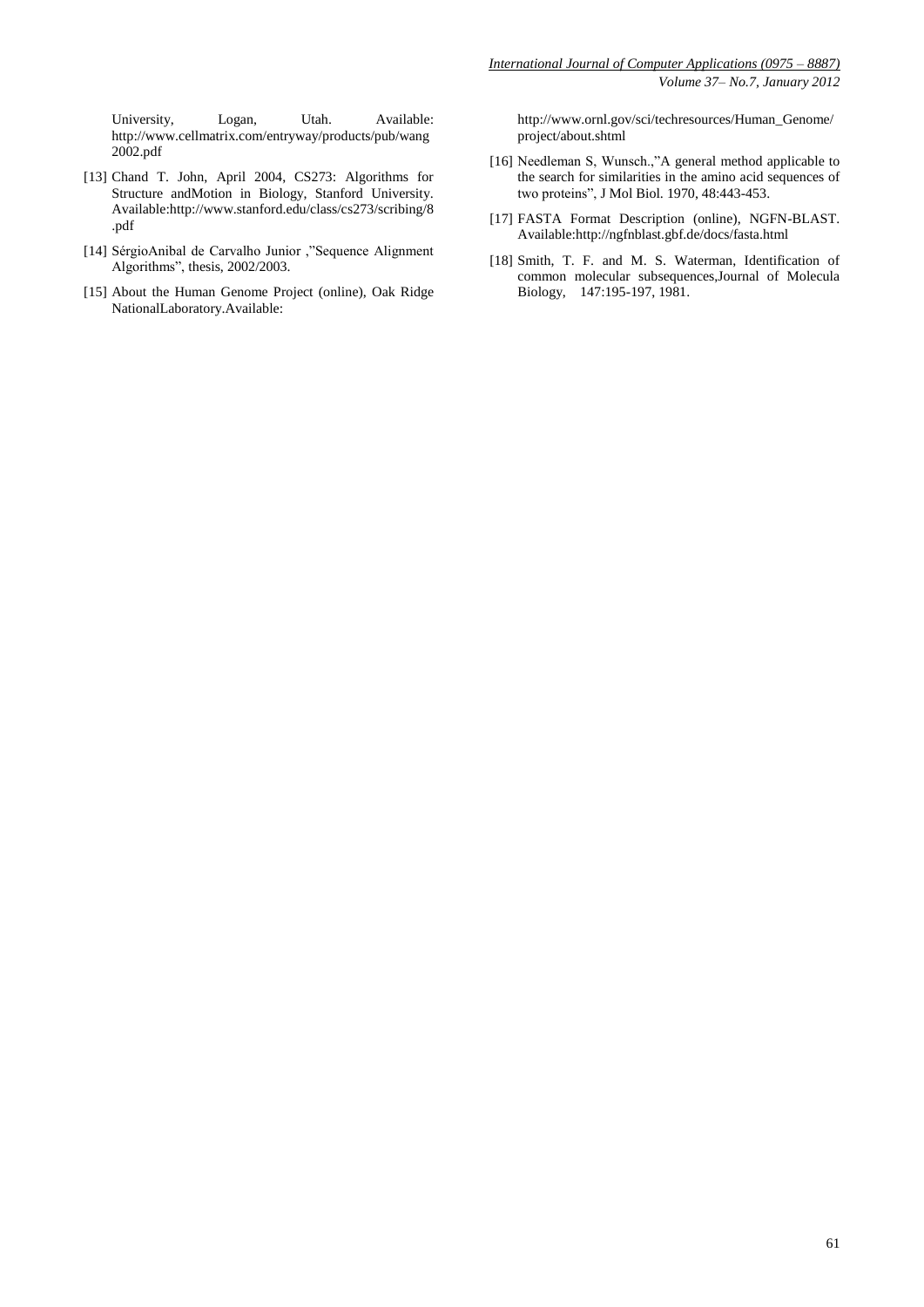University, Logan, Utah. Available: http://www.cellmatrix.com/entryway/products/pub/wang2002.pdf

[13] Chand T. John, April 2004, CS273: Algorithms for Structure andMotion in Biology, Stanford University. Available:http://www.stanford.edu/class/cs273/scribing/8.pdf

[14] SérgioAnibal de Carvalho Junior ,"Sequence Alignment Algorithms", thesis, 2002/2003.

[15] About the Human Genome Project (online), Oak Ridge NationalLaboratory.Available: http://www.ornl.gov/sci/techresources/Human_Genome/project/about.shtml

[16] Needleman S, Wunsch.,"A general method applicable to the search for similarities in the amino acid sequences of two proteins", J Mol Biol. 1970, 48:443-453.

[17] FASTA Format Description (online), NGFN-BLAST. Available:http://ngfnblast.gbf.de/docs/fasta.html

[18] Smith, T. F. and M. S. Waterman, Identification of common molecular subsequences,Journal of Molecula Biology, 147:195-197, 1981.